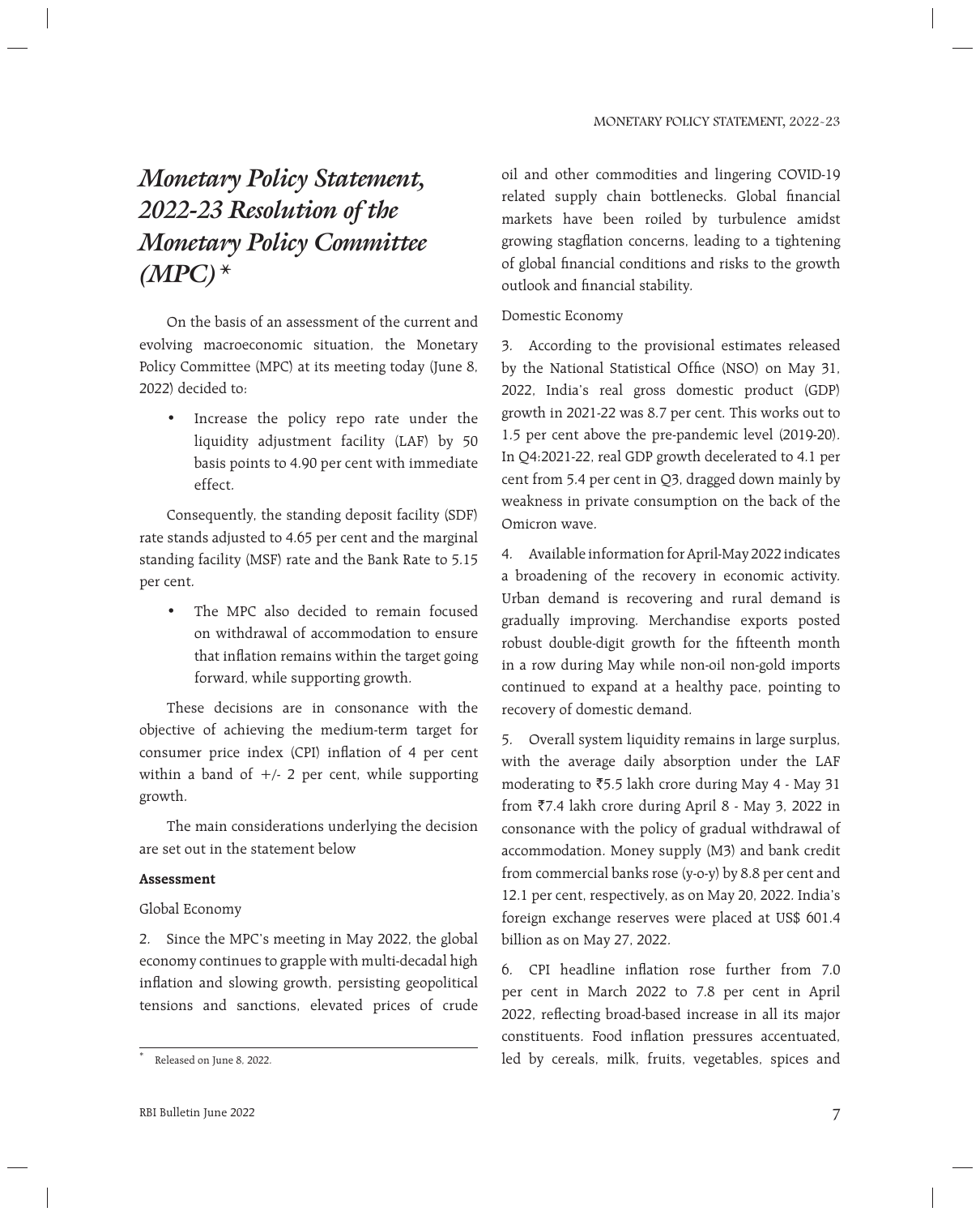# *Monetary Policy Statement, 2022-23 Resolution of the Monetary Policy Committee (MPC)* *

On the basis of an assessment of the current and evolving macroeconomic situation, the Monetary Policy Committee (MPC) at its meeting today (June 8, 2022) decided to:

- Increase the policy repo rate under the liquidity adjustment facility (LAF) by 50 basis points to 4.90 per cent with immediate effect.

Consequently, the standing deposit facility (SDF) rate stands adjusted to 4.65 per cent and the marginal standing facility (MSF) rate and the Bank Rate to 5.15 per cent.

- The MPC also decided to remain focused on withdrawal of accommodation to ensure that inflation remains within the target going forward, while supporting growth.

These decisions are in consonance with the objective of achieving the medium-term target for consumer price index (CPI) inflation of 4 per cent within a band of +/- 2 per cent, while supporting growth.

The main considerations underlying the decision are set out in the statement below

**Assessment**

Global Economy

2. Since the MPC's meeting in May 2022, the global economy continues to grapple with multi-decadal high inflation and slowing growth, persisting geopolitical tensions and sanctions, elevated prices of crude oil and other commodities and lingering COVID-19 related supply chain bottlenecks. Global financial markets have been roiled by turbulence amidst growing stagflation concerns, leading to a tightening of global financial conditions and risks to the growth outlook and financial stability.

Domestic Economy

3. According to the provisional estimates released by the National Statistical Office (NSO) on May 31, 2022, India's real gross domestic product (GDP) growth in 2021-22 was 8.7 per cent. This works out to 1.5 per cent above the pre-pandemic level (2019-20). In Q4:2021-22, real GDP growth decelerated to 4.1 per cent from 5.4 per cent in Q3, dragged down mainly by weakness in private consumption on the back of the Omicron wave.

4. Available information for April-May 2022 indicates a broadening of the recovery in economic activity. Urban demand is recovering and rural demand is gradually improving. Merchandise exports posted robust double-digit growth for the fifteenth month in a row during May while non-oil non-gold imports continued to expand at a healthy pace, pointing to recovery of domestic demand.

5. Overall system liquidity remains in large surplus, with the average daily absorption under the LAF moderating to ₹5.5 lakh crore during May 4 - May 31 from ₹7.4 lakh crore during April 8 - May 3, 2022 in consonance with the policy of gradual withdrawal of accommodation. Money supply (M3) and bank credit from commercial banks rose (y-o-y) by 8.8 per cent and 12.1 per cent, respectively, as on May 20, 2022. India's foreign exchange reserves were placed at US$ 601.4 billion as on May 27, 2022.

6. CPI headline inflation rose further from 7.0 per cent in March 2022 to 7.8 per cent in April 2022, reflecting broad-based increase in all its major constituents. Food inflation pressures accentuated, led by cereals, milk, fruits, vegetables, spices and

\* Released on June 8, 2022.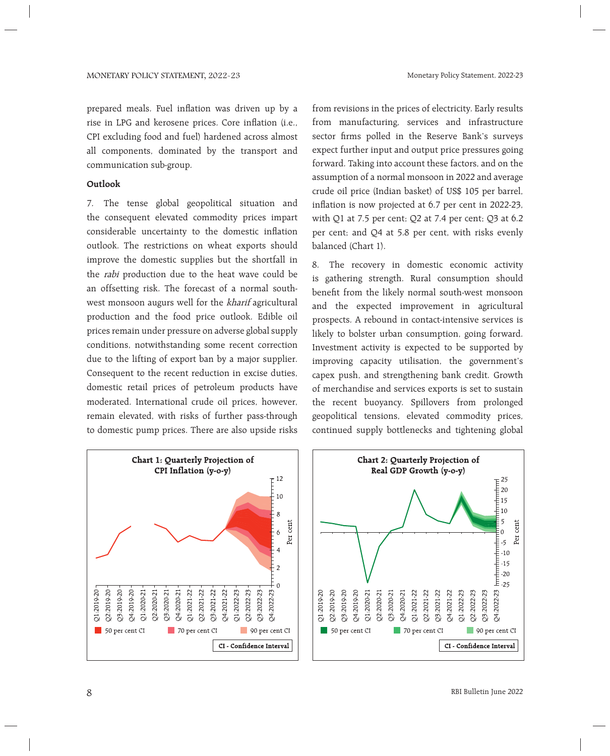prepared meals. Fuel inflation was driven up by a rise in LPG and kerosene prices. Core inflation (i.e., CPI excluding food and fuel) hardened across almost all components, dominated by the transport and communication sub-group.

**Outlook**

7. The tense global geopolitical situation and the consequent elevated commodity prices impart considerable uncertainty to the domestic inflation outlook. The restrictions on wheat exports should improve the domestic supplies but the shortfall in the *rabi* production due to the heat wave could be an offsetting risk. The forecast of a normal south-west monsoon augurs well for the *kharif* agricultural production and the food price outlook. Edible oil prices remain under pressure on adverse global supply conditions, notwithstanding some recent correction due to the lifting of export ban by a major supplier. Consequent to the recent reduction in excise duties, domestic retail prices of petroleum products have moderated. International crude oil prices, however, remain elevated, with risks of further pass-through to domestic pump prices. There are also upside risks from revisions in the prices of electricity. Early results from manufacturing, services and infrastructure sector firms polled in the Reserve Bank's surveys expect further input and output price pressures going forward. Taking into account these factors, and on the assumption of a normal monsoon in 2022 and average crude oil price (Indian basket) of US$ 105 per barrel, inflation is now projected at 6.7 per cent in 2022-23, with Q1 at 7.5 per cent; Q2 at 7.4 per cent; Q3 at 6.2 per cent; and Q4 at 5.8 per cent, with risks evenly balanced (Chart 1).

8. The recovery in domestic economic activity is gathering strength. Rural consumption should benefit from the likely normal south-west monsoon and the expected improvement in agricultural prospects. A rebound in contact-intensive services is likely to bolster urban consumption, going forward. Investment activity is expected to be supported by improving capacity utilisation, the government's capex push, and strengthening bank credit. Growth of merchandise and services exports is set to sustain the recent buoyancy. Spillovers from prolonged geopolitical tensions, elevated commodity prices, continued supply bottlenecks and tightening global

**Chart 1: Quarterly Projection of CPI Inflation (y-o-y)**

**Chart 2: Quarterly Projection of Real GDP Growth (y-o-y)**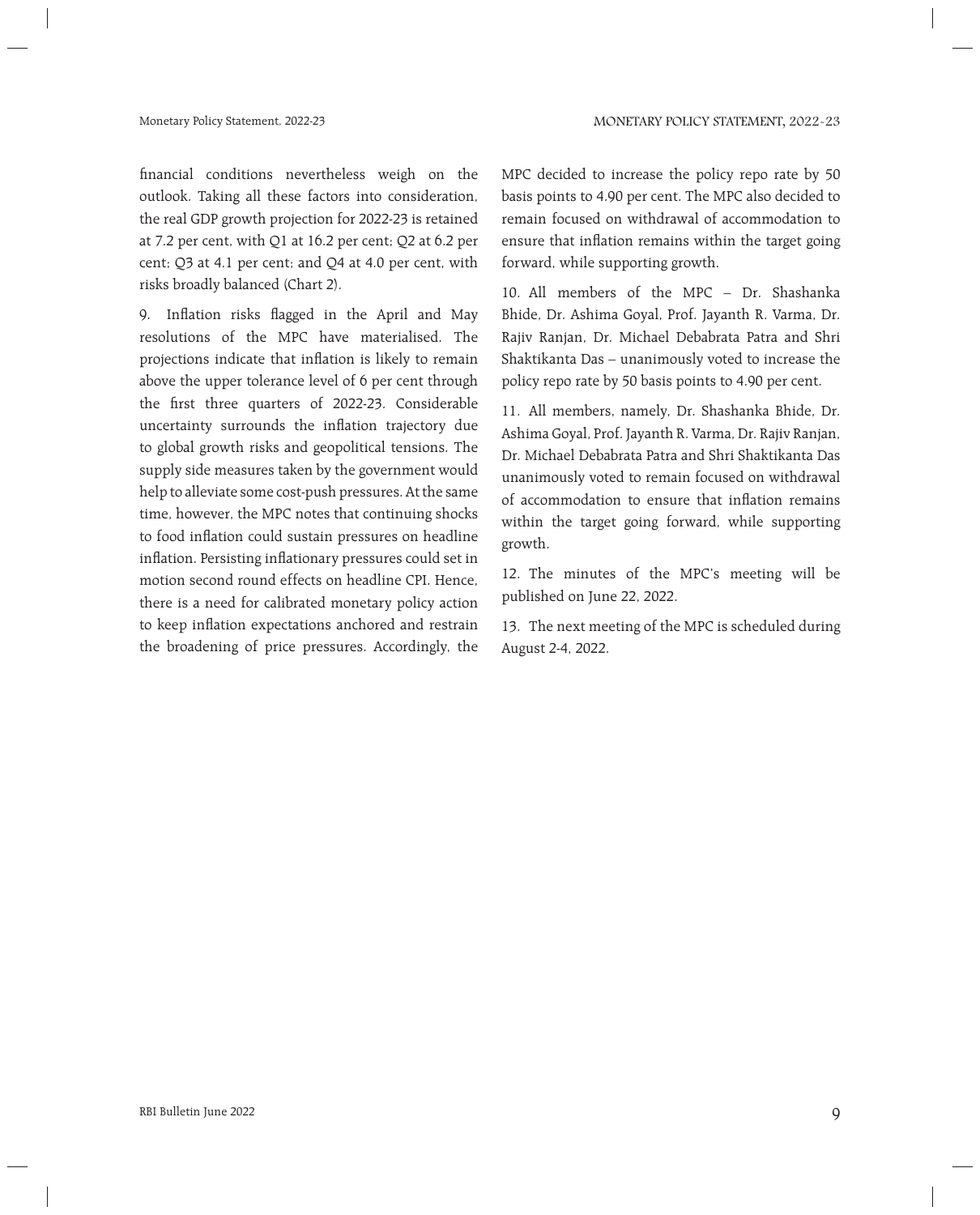financial conditions nevertheless weigh on the outlook. Taking all these factors into consideration, the real GDP growth projection for 2022-23 is retained at 7.2 per cent, with Q1 at 16.2 per cent; Q2 at 6.2 per cent; Q3 at 4.1 per cent; and Q4 at 4.0 per cent, with risks broadly balanced (Chart 2).

9. Inflation risks flagged in the April and May resolutions of the MPC have materialised. The projections indicate that inflation is likely to remain above the upper tolerance level of 6 per cent through the first three quarters of 2022-23. Considerable uncertainty surrounds the inflation trajectory due to global growth risks and geopolitical tensions. The supply side measures taken by the government would help to alleviate some cost-push pressures. At the same time, however, the MPC notes that continuing shocks to food inflation could sustain pressures on headline inflation. Persisting inflationary pressures could set in motion second round effects on headline CPI. Hence, there is a need for calibrated monetary policy action to keep inflation expectations anchored and restrain the broadening of price pressures. Accordingly, the MPC decided to increase the policy repo rate by 50 basis points to 4.90 per cent. The MPC also decided to remain focused on withdrawal of accommodation to ensure that inflation remains within the target going forward, while supporting growth.

10. All members of the MPC – Dr. Shashanka Bhide, Dr. Ashima Goyal, Prof. Jayanth R. Varma, Dr. Rajiv Ranjan, Dr. Michael Debabrata Patra and Shri Shaktikanta Das – unanimously voted to increase the policy repo rate by 50 basis points to 4.90 per cent.

11. All members, namely, Dr. Shashanka Bhide, Dr. Ashima Goyal, Prof. Jayanth R. Varma, Dr. Rajiv Ranjan, Dr. Michael Debabrata Patra and Shri Shaktikanta Das unanimously voted to remain focused on withdrawal of accommodation to ensure that inflation remains within the target going forward, while supporting growth.

12. The minutes of the MPC's meeting will be published on June 22, 2022.

13. The next meeting of the MPC is scheduled during August 2-4, 2022.